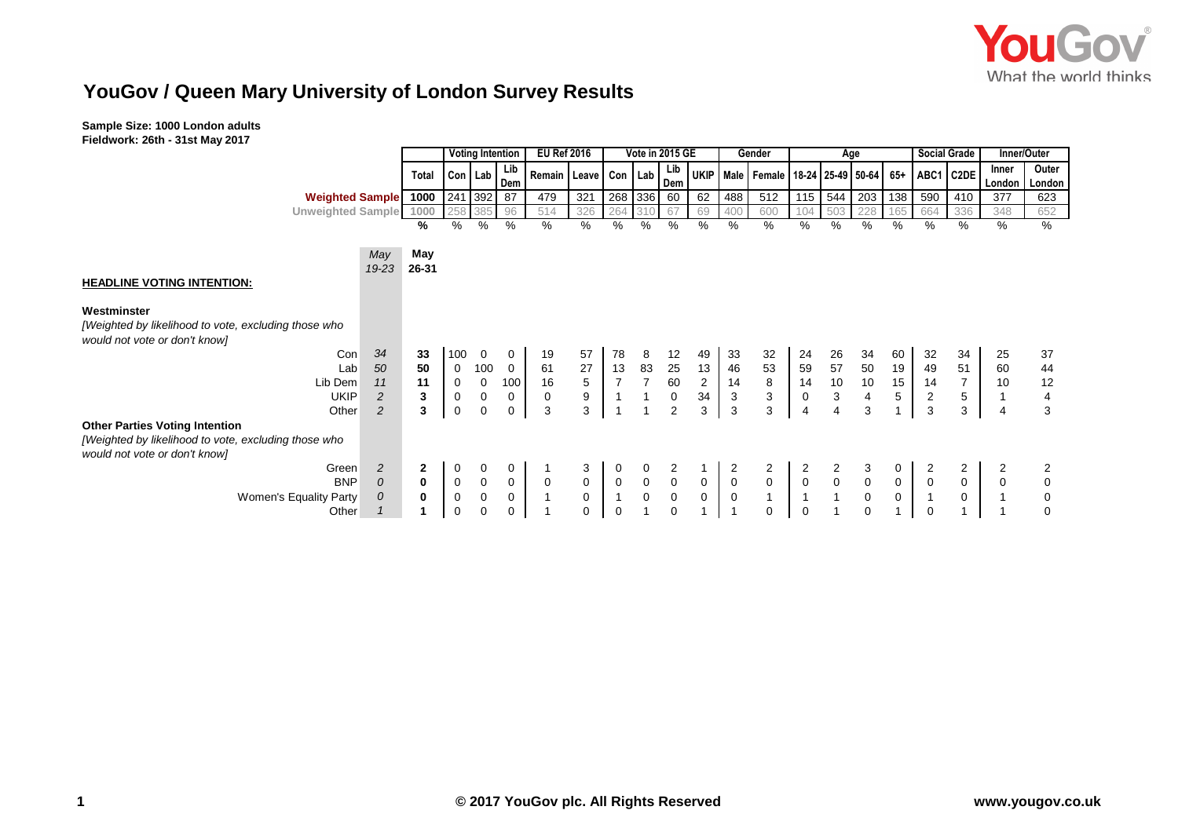# YouGov / Queen Mary University of London Survey Results

**Sample Size: 1000 London adults**
**Fieldwork: 26th - 31st May 2017**

| | | | Voting Intention | | | EU Ref 2016 | | Vote in 2015 GE | | | | Gender | | Age | | | | Social Grade | | Inner/Outer | |
|---|---|---|---|---|---|---|---|---|---|---|---|---|---|---|---|---|---|---|---|---|---|
| | | Total | Con | Lab | Lib Dem | Remain | Leave | Con | Lab | Lib Dem | UKIP | Male | Female | 18-24 | 25-49 | 50-64 | 65+ | ABC1 | C2DE | Inner London | Outer London |
| **Weighted Sample** | | 1000 | 241 | 392 | 87 | 479 | 321 | 268 | 336 | 60 | 62 | 488 | 512 | 115 | 544 | 203 | 138 | 590 | 410 | 377 | 623 |
| Unweighted Sample | | 1000 | 258 | 385 | 96 | 514 | 326 | 264 | 310 | 67 | 69 | 400 | 600 | 104 | 503 | 228 | 165 | 664 | 336 | 348 | 652 |
| | | % | % | % | % | % | % | % | % | % | % | % | % | % | % | % | % | % | % | % | % |
| | *May 19-23* | **May 26-31** | | | | | | | | | | | | | | | | | | | |
| **HEADLINE VOTING INTENTION:** | | | | | | | | | | | | | | | | | | | | | |
| **Westminster** *[Weighted by likelihood to vote, excluding those who would not vote or don't know]* | | | | | | | | | | | | | | | | | | | | | |
| Con | *34* | **33** | 100 | 0 | 0 | 19 | 57 | 78 | 8 | 12 | 49 | 33 | 32 | 24 | 26 | 34 | 60 | 32 | 34 | 25 | 37 |
| Lab | *50* | **50** | 0 | 100 | 0 | 61 | 27 | 13 | 83 | 25 | 13 | 46 | 53 | 59 | 57 | 50 | 19 | 49 | 51 | 60 | 44 |
| Lib Dem | *11* | **11** | 0 | 0 | 100 | 16 | 5 | 7 | 7 | 60 | 2 | 14 | 8 | 14 | 10 | 10 | 15 | 14 | 7 | 10 | 12 |
| UKIP | *2* | **3** | 0 | 0 | 0 | 0 | 9 | 1 | 1 | 0 | 34 | 3 | 3 | 0 | 3 | 4 | 5 | 2 | 5 | 1 | 4 |
| Other | *2* | **3** | 0 | 0 | 0 | 3 | 3 | 1 | 1 | 2 | 3 | 3 | 3 | 4 | 4 | 3 | 1 | 3 | 3 | 4 | 3 |
| **Other Parties Voting Intention** *[Weighted by likelihood to vote, excluding those who would not vote or don't know]* | | | | | | | | | | | | | | | | | | | | | |
| Green | *2* | **2** | 0 | 0 | 0 | 1 | 3 | 0 | 0 | 2 | 1 | 2 | 2 | 2 | 2 | 3 | 0 | 2 | 2 | 2 | 2 |
| BNP | *0* | **0** | 0 | 0 | 0 | 0 | 0 | 0 | 0 | 0 | 0 | 0 | 0 | 0 | 0 | 0 | 0 | 0 | 0 | 0 | 0 |
| Women's Equality Party | *0* | **0** | 0 | 0 | 0 | 1 | 0 | 1 | 0 | 0 | 0 | 0 | 1 | 1 | 1 | 0 | 0 | 1 | 0 | 1 | 0 |
| Other | *1* | **1** | 0 | 0 | 0 | 1 | 0 | 0 | 1 | 0 | 1 | 1 | 0 | 0 | 1 | 0 | 1 | 0 | 1 | 1 | 0 |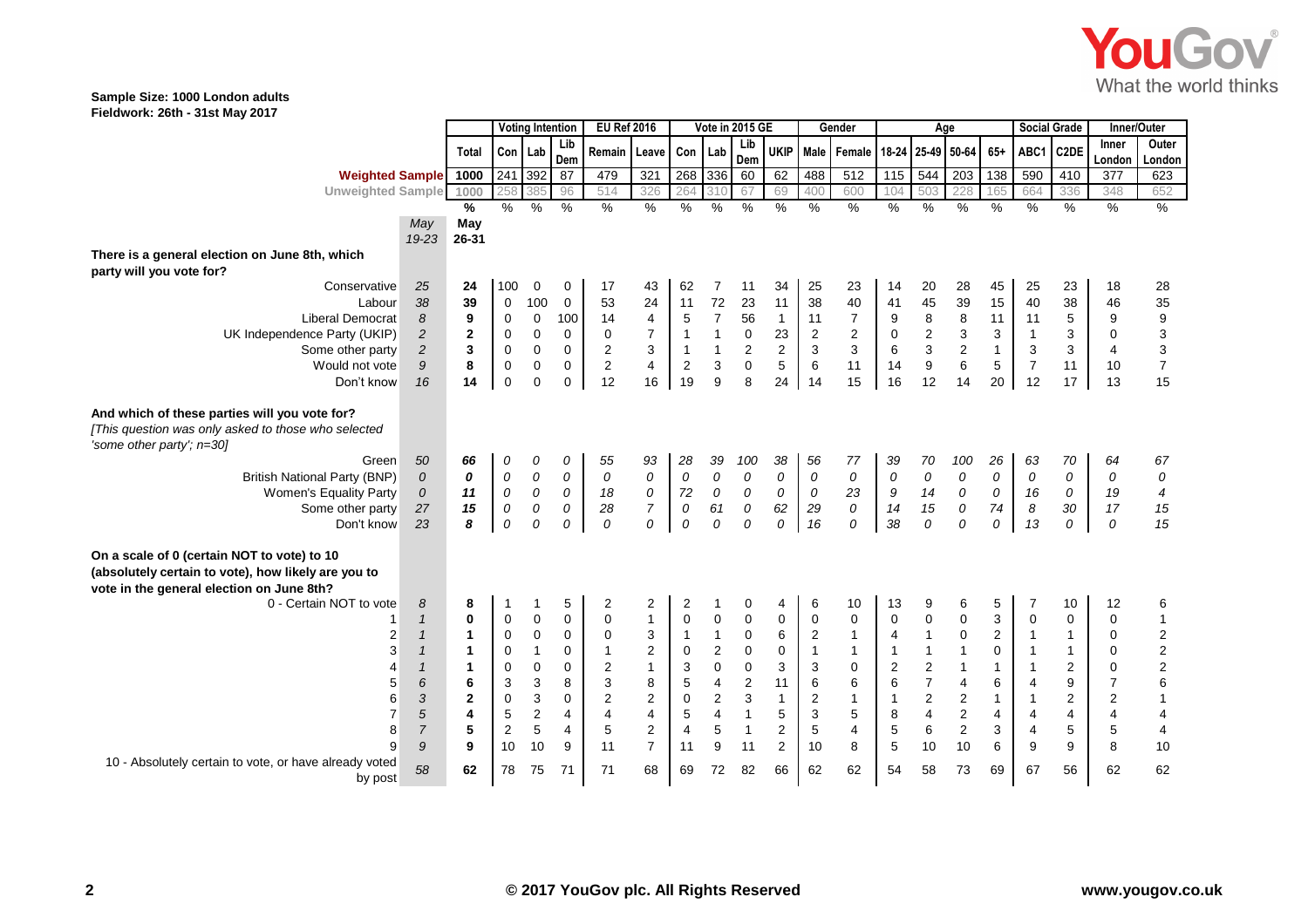**Sample Size: 1000 London adults**
**Fieldwork: 26th - 31st May 2017**

| | | | Voting Intention | | | EU Ref 2016 | | Vote in 2015 GE | | | | Gender | | Age | | | | Social Grade | | Inner/Outer | |
|---|---|---|---|---|---|---|---|---|---|---|---|---|---|---|---|---|---|---|---|---|---|
| | | Total | Con | Lab | Lib Dem | Remain | Leave | Con | Lab | Lib Dem | UKIP | Male | Female | 18-24 | 25-49 | 50-64 | 65+ | ABC1 | C2DE | Inner London | Outer London |
| **Weighted Sample** | | 1000 | 241 | 392 | 87 | 479 | 321 | 268 | 336 | 60 | 62 | 488 | 512 | 115 | 544 | 203 | 138 | 590 | 410 | 377 | 623 |
| Unweighted Sample | | 1000 | 258 | 385 | 96 | 514 | 326 | 264 | 310 | 67 | 69 | 400 | 600 | 104 | 503 | 228 | 165 | 664 | 336 | 348 | 652 |
| | | % | % | % | % | % | % | % | % | % | % | % | % | % | % | % | % | % | % | % | % |
| | *May 19-23* | **May 26-31** | | | | | | | | | | | | | | | | | | | |
| **There is a general election on June 8th, which party will you vote for?** | | | | | | | | | | | | | | | | | | | | | |
| Conservative | *25* | **24** | 100 | 0 | 0 | 17 | 43 | 62 | 7 | 11 | 34 | 25 | 23 | 14 | 20 | 28 | 45 | 25 | 23 | 18 | 28 |
| Labour | *38* | **39** | 0 | 100 | 0 | 53 | 24 | 11 | 72 | 23 | 11 | 38 | 40 | 41 | 45 | 39 | 15 | 40 | 38 | 46 | 35 |
| Liberal Democrat | *8* | **9** | 0 | 0 | 100 | 14 | 4 | 5 | 7 | 56 | 1 | 11 | 7 | 9 | 8 | 8 | 11 | 11 | 5 | 9 | 9 |
| UK Independence Party (UKIP) | *2* | **2** | 0 | 0 | 0 | 0 | 7 | 1 | 1 | 0 | 23 | 2 | 2 | 0 | 2 | 3 | 3 | 1 | 3 | 0 | 3 |
| Some other party | *2* | **3** | 0 | 0 | 0 | 2 | 3 | 1 | 1 | 2 | 2 | 3 | 3 | 6 | 3 | 2 | 1 | 3 | 3 | 4 | 3 |
| Would not vote | *9* | **8** | 0 | 0 | 0 | 2 | 4 | 2 | 3 | 0 | 5 | 6 | 11 | 14 | 9 | 6 | 5 | 7 | 11 | 10 | 7 |
| Don't know | *16* | **14** | 0 | 0 | 0 | 12 | 16 | 19 | 9 | 8 | 24 | 14 | 15 | 16 | 12 | 14 | 20 | 12 | 17 | 13 | 15 |
| **And which of these parties will you vote for?** *[This question was only asked to those who selected 'some other party'; n=30]* | | | | | | | | | | | | | | | | | | | | | |
| Green | *50* | ***66*** | *0* | *0* | *0* | *55* | *93* | *28* | *39* | *100* | *38* | *56* | *77* | *39* | *70* | *100* | *26* | *63* | *70* | *64* | *67* |
| British National Party (BNP) | *0* | ***0*** | *0* | *0* | *0* | *0* | *0* | *0* | *0* | *0* | *0* | *0* | *0* | *0* | *0* | *0* | *0* | *0* | *0* | *0* | *0* |
| Women's Equality Party | *0* | ***11*** | *0* | *0* | *0* | *18* | *0* | *72* | *0* | *0* | *0* | *0* | *23* | *9* | *14* | *0* | *0* | *16* | *0* | *19* | *4* |
| Some other party | *27* | ***15*** | *0* | *0* | *0* | *28* | *7* | *0* | *61* | *0* | *62* | *29* | *0* | *14* | *15* | *0* | *74* | *8* | *30* | *17* | *15* |
| Don't know | *23* | ***8*** | *0* | *0* | *0* | *0* | *0* | *0* | *0* | *0* | *0* | *16* | *0* | *38* | *0* | *0* | *0* | *13* | *0* | *0* | *15* |
| **On a scale of 0 (certain NOT to vote) to 10 (absolutely certain to vote), how likely are you to vote in the general election on June 8th?** | | | | | | | | | | | | | | | | | | | | | |
| 0 - Certain NOT to vote | *8* | **8** | 1 | 1 | 5 | 2 | 2 | 2 | 1 | 0 | 4 | 6 | 10 | 13 | 9 | 6 | 5 | 7 | 10 | 12 | 6 |
| 1 | *1* | **0** | 0 | 0 | 0 | 0 | 1 | 0 | 0 | 0 | 0 | 0 | 0 | 0 | 0 | 0 | 3 | 0 | 0 | 0 | 1 |
| 2 | *1* | **1** | 0 | 0 | 0 | 0 | 3 | 1 | 1 | 0 | 6 | 2 | 1 | 4 | 1 | 0 | 2 | 1 | 1 | 0 | 2 |
| 3 | *1* | **1** | 0 | 1 | 0 | 1 | 2 | 0 | 2 | 0 | 0 | 1 | 1 | 1 | 1 | 1 | 0 | 1 | 1 | 0 | 2 |
| 4 | *1* | **1** | 0 | 0 | 0 | 2 | 1 | 3 | 0 | 0 | 3 | 3 | 0 | 2 | 2 | 1 | 1 | 1 | 2 | 0 | 2 |
| 5 | *6* | **6** | 3 | 3 | 8 | 3 | 8 | 5 | 4 | 2 | 11 | 6 | 6 | 6 | 7 | 4 | 6 | 4 | 9 | 7 | 6 |
| 6 | *3* | **2** | 0 | 3 | 0 | 2 | 2 | 0 | 2 | 3 | 1 | 2 | 1 | 1 | 2 | 2 | 1 | 1 | 2 | 2 | 1 |
| 7 | *5* | **4** | 5 | 2 | 4 | 4 | 4 | 5 | 4 | 1 | 5 | 3 | 5 | 8 | 4 | 2 | 4 | 4 | 4 | 4 | 4 |
| 8 | *7* | **5** | 2 | 5 | 4 | 5 | 2 | 4 | 5 | 1 | 2 | 5 | 4 | 5 | 6 | 2 | 3 | 4 | 5 | 5 | 4 |
| 9 | *9* | **9** | 10 | 10 | 9 | 11 | 7 | 11 | 9 | 11 | 2 | 10 | 8 | 5 | 10 | 10 | 6 | 9 | 9 | 8 | 10 |
| 10 - Absolutely certain to vote, or have already voted by post | *58* | **62** | 78 | 75 | 71 | 71 | 68 | 69 | 72 | 82 | 66 | 62 | 62 | 54 | 58 | 73 | 69 | 67 | 56 | 62 | 62 |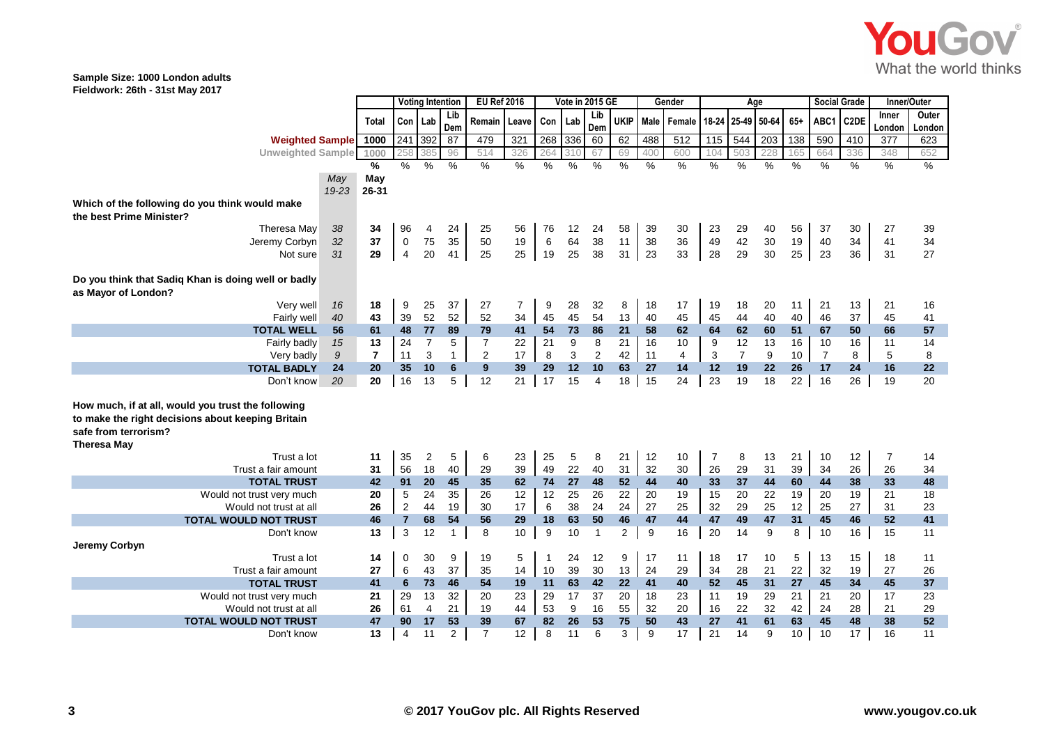Sample Size: 1000 London adults
Fieldwork: 26th - 31st May 2017

| | May 19-23 | Total May 26-31 | Voting Intention Con | Lab | Lib Dem | EU Ref 2016 Remain | Leave | Vote in 2015 GE Con | Lab | Lib Dem | UKIP | Gender Male | Female | Age 18-24 | 25-49 | 50-64 | 65+ | Social Grade ABC1 | C2DE | Inner/Outer Inner London | Outer London |
|---|---|---|---|---|---|---|---|---|---|---|---|---|---|---|---|---|---|---|---|---|---|
| Weighted Sample | | 1000 | 241 | 392 | 87 | 479 | 321 | 268 | 336 | 60 | 62 | 488 | 512 | 115 | 544 | 203 | 138 | 590 | 410 | 377 | 623 |
| Unweighted Sample | | 1000 | 258 | 385 | 96 | 514 | 326 | 264 | 310 | 67 | 69 | 400 | 600 | 104 | 503 | 228 | 165 | 664 | 336 | 348 | 652 |
| | | % | % | % | % | % | % | % | % | % | % | % | % | % | % | % | % | % | % | % | % |
| **Which of the following do you think would make the best Prime Minister?** | | | | | | | | | | | | | | | | | | | | | |
| Theresa May | 38 | 34 | 96 | 4 | 24 | 25 | 56 | 76 | 12 | 24 | 58 | 39 | 30 | 23 | 29 | 40 | 56 | 37 | 30 | 27 | 39 |
| Jeremy Corbyn | 32 | 37 | 0 | 75 | 35 | 50 | 19 | 6 | 64 | 38 | 11 | 38 | 36 | 49 | 42 | 30 | 19 | 40 | 34 | 41 | 34 |
| Not sure | 31 | 29 | 4 | 20 | 41 | 25 | 25 | 19 | 25 | 38 | 31 | 23 | 33 | 28 | 29 | 30 | 25 | 23 | 36 | 31 | 27 |
| **Do you think that Sadiq Khan is doing well or badly as Mayor of London?** | | | | | | | | | | | | | | | | | | | | | |
| Very well | 16 | 18 | 9 | 25 | 37 | 27 | 7 | 9 | 28 | 32 | 8 | 18 | 17 | 19 | 18 | 20 | 11 | 21 | 13 | 21 | 16 |
| Fairly well | 40 | 43 | 39 | 52 | 52 | 52 | 34 | 45 | 45 | 54 | 13 | 40 | 45 | 45 | 44 | 40 | 40 | 46 | 37 | 45 | 41 |
| **TOTAL WELL** | **56** | **61** | **48** | **77** | **89** | **79** | **41** | **54** | **73** | **86** | **21** | **58** | **62** | **64** | **62** | **60** | **51** | **67** | **50** | **66** | **57** |
| Fairly badly | 15 | 13 | 24 | 7 | 5 | 7 | 22 | 21 | 9 | 8 | 21 | 16 | 10 | 9 | 12 | 13 | 16 | 10 | 16 | 11 | 14 |
| Very badly | 9 | 7 | 11 | 3 | 1 | 2 | 17 | 8 | 3 | 2 | 42 | 11 | 4 | 3 | 7 | 9 | 10 | 7 | 8 | 5 | 8 |
| **TOTAL BADLY** | **24** | **20** | **35** | **10** | **6** | **9** | **39** | **29** | **12** | **10** | **63** | **27** | **14** | **12** | **19** | **22** | **26** | **17** | **24** | **16** | **22** |
| Don't know | 20 | 20 | 16 | 13 | 5 | 12 | 21 | 17 | 15 | 4 | 18 | 15 | 24 | 23 | 19 | 18 | 22 | 16 | 26 | 19 | 20 |
| **How much, if at all, would you trust the following to make the right decisions about keeping Britain safe from terrorism?** | | | | | | | | | | | | | | | | | | | | | |
| **Theresa May** | | | | | | | | | | | | | | | | | | | | | |
| Trust a lot | | 11 | 35 | 2 | 5 | 6 | 23 | 25 | 5 | 8 | 21 | 12 | 10 | 7 | 8 | 13 | 21 | 10 | 12 | 7 | 14 |
| Trust a fair amount | | 31 | 56 | 18 | 40 | 29 | 39 | 49 | 22 | 40 | 31 | 32 | 30 | 26 | 29 | 31 | 39 | 34 | 26 | 26 | 34 |
| **TOTAL TRUST** | | **42** | **91** | **20** | **45** | **35** | **62** | **74** | **27** | **48** | **52** | **44** | **40** | **33** | **37** | **44** | **60** | **44** | **38** | **33** | **48** |
| Would not trust very much | | 20 | 5 | 24 | 35 | 26 | 12 | 12 | 25 | 26 | 22 | 20 | 19 | 15 | 20 | 22 | 19 | 20 | 19 | 21 | 18 |
| Would not trust at all | | 26 | 2 | 44 | 19 | 30 | 17 | 6 | 38 | 24 | 24 | 27 | 25 | 32 | 29 | 25 | 12 | 25 | 27 | 31 | 23 |
| **TOTAL WOULD NOT TRUST** | | **46** | **7** | **68** | **54** | **56** | **29** | **18** | **63** | **50** | **46** | **47** | **44** | **47** | **49** | **47** | **31** | **45** | **46** | **52** | **41** |
| Don't know | | 13 | 3 | 12 | 1 | 8 | 10 | 9 | 10 | 1 | 2 | 9 | 16 | 20 | 14 | 9 | 8 | 10 | 16 | 15 | 11 |
| **Jeremy Corbyn** | | | | | | | | | | | | | | | | | | | | | |
| Trust a lot | | 14 | 0 | 30 | 9 | 19 | 5 | 1 | 24 | 12 | 9 | 17 | 11 | 18 | 17 | 10 | 5 | 13 | 15 | 18 | 11 |
| Trust a fair amount | | 27 | 6 | 43 | 37 | 35 | 14 | 10 | 39 | 30 | 13 | 24 | 29 | 34 | 28 | 21 | 22 | 32 | 19 | 27 | 26 |
| **TOTAL TRUST** | | **41** | **6** | **73** | **46** | **54** | **19** | **11** | **63** | **42** | **22** | **41** | **40** | **52** | **45** | **31** | **27** | **45** | **34** | **45** | **37** |
| Would not trust very much | | 21 | 29 | 13 | 32 | 20 | 23 | 29 | 17 | 37 | 20 | 18 | 23 | 11 | 19 | 29 | 21 | 21 | 20 | 17 | 23 |
| Would not trust at all | | 26 | 61 | 4 | 21 | 19 | 44 | 53 | 9 | 16 | 55 | 32 | 20 | 16 | 22 | 32 | 42 | 24 | 28 | 21 | 29 |
| **TOTAL WOULD NOT TRUST** | | **47** | **90** | **17** | **53** | **39** | **67** | **82** | **26** | **53** | **75** | **50** | **43** | **27** | **41** | **61** | **63** | **45** | **48** | **38** | **52** |
| Don't know | | 13 | 4 | 11 | 2 | 7 | 12 | 8 | 11 | 6 | 3 | 9 | 17 | 21 | 14 | 9 | 10 | 10 | 17 | 16 | 11 |

© 2017 YouGov plc. All Rights Reserved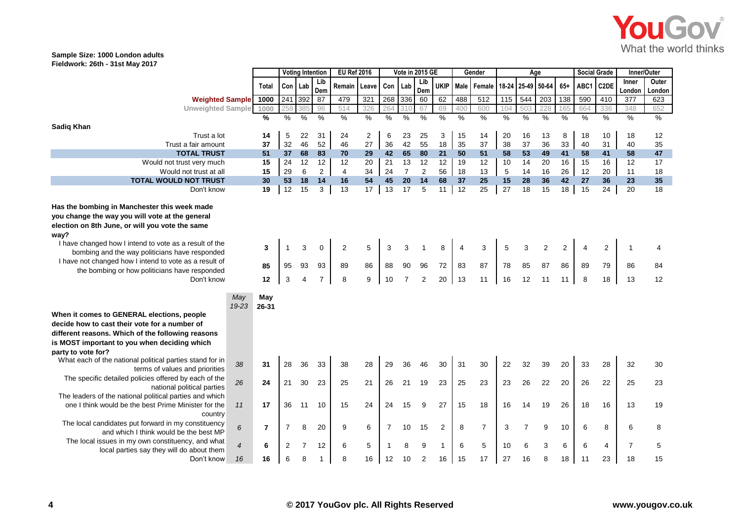**Sample Size: 1000 London adults**
**Fieldwork: 26th - 31st May 2017**

| | May 19-23 | Total | Voting Intention | | | EU Ref 2016 | | Vote in 2015 GE | | | | Gender | | Age | | | | Social Grade | | Inner/Outer | |
|---|---|---|---|---|---|---|---|---|---|---|---|---|---|---|---|---|---|---|---|---|---|
| | | | Con | Lab | Lib Dem | Remain | Leave | Con | Lab | Lib Dem | UKIP | Male | Female | 18-24 | 25-49 | 50-64 | 65+ | ABC1 | C2DE | Inner London | Outer London |
| **Weighted Sample** | | 1000 | 241 | 392 | 87 | 479 | 321 | 268 | 336 | 60 | 62 | 488 | 512 | 115 | 544 | 203 | 138 | 590 | 410 | 377 | 623 |
| Unweighted Sample | | 1000 | 258 | 385 | 96 | 514 | 326 | 264 | 310 | 67 | 69 | 400 | 600 | 104 | 503 | 228 | 165 | 664 | 336 | 348 | 652 |
| | | % | % | % | % | % | % | % | % | % | % | % | % | % | % | % | % | % | % | % | % |
| **Sadiq Khan** | | | | | | | | | | | | | | | | | | | | | |
| Trust a lot | | 14 | 5 | 22 | 31 | 24 | 2 | 6 | 23 | 25 | 3 | 15 | 14 | 20 | 16 | 13 | 8 | 18 | 10 | 18 | 12 |
| Trust a fair amount | | 37 | 32 | 46 | 52 | 46 | 27 | 36 | 42 | 55 | 18 | 35 | 37 | 38 | 37 | 36 | 33 | 40 | 31 | 40 | 35 |
| **TOTAL TRUST** | | **51** | **37** | **68** | **83** | **70** | **29** | **42** | **65** | **80** | **21** | **50** | **51** | **58** | **53** | **49** | **41** | **58** | **41** | **58** | **47** |
| Would not trust very much | | 15 | 24 | 12 | 12 | 12 | 20 | 21 | 13 | 12 | 12 | 19 | 12 | 10 | 14 | 20 | 16 | 15 | 16 | 12 | 17 |
| Would not trust at all | | 15 | 29 | 6 | 2 | 4 | 34 | 24 | 7 | 2 | 56 | 18 | 13 | 5 | 14 | 16 | 26 | 12 | 20 | 11 | 18 |
| **TOTAL WOULD NOT TRUST** | | **30** | **53** | **18** | **14** | **16** | **54** | **45** | **20** | **14** | **68** | **37** | **25** | **15** | **28** | **36** | **42** | **27** | **36** | **23** | **35** |
| Don't know | | 19 | 12 | 15 | 3 | 13 | 17 | 13 | 17 | 5 | 11 | 12 | 25 | 27 | 18 | 15 | 18 | 15 | 24 | 20 | 18 |
| **Has the bombing in Manchester this week made you change the way you will vote at the general election on 8th June, or will you vote the same way?** | | | | | | | | | | | | | | | | | | | | | |
| I have changed how I intend to vote as a result of the bombing and the way politicians have responded | | 3 | 1 | 3 | 0 | 2 | 5 | 3 | 3 | 1 | 8 | 4 | 3 | 5 | 3 | 2 | 2 | 4 | 2 | 1 | 4 |
| I have not changed how I intend to vote as a result of the bombing or how politicians have responded | | 85 | 95 | 93 | 93 | 89 | 86 | 88 | 90 | 96 | 72 | 83 | 87 | 78 | 85 | 87 | 86 | 89 | 79 | 86 | 84 |
| Don't know | | 12 | 3 | 4 | 7 | 8 | 9 | 10 | 7 | 2 | 20 | 13 | 11 | 16 | 12 | 11 | 11 | 8 | 18 | 13 | 12 |
| | *May 19-23* | **May 26-31** | | | | | | | | | | | | | | | | | | | |
| **When it comes to GENERAL elections, people decide how to cast their vote for a number of different reasons. Which of the following reasons is MOST important to you when deciding which party to vote for?** | | | | | | | | | | | | | | | | | | | | | |
| What each of the national political parties stand for in terms of values and priorities | *38* | 31 | 28 | 36 | 33 | 38 | 28 | 29 | 36 | 46 | 30 | 31 | 30 | 22 | 32 | 39 | 20 | 33 | 28 | 32 | 30 |
| The specific detailed policies offered by each of the national political parties | *26* | 24 | 21 | 30 | 23 | 25 | 21 | 26 | 21 | 19 | 23 | 25 | 23 | 23 | 26 | 22 | 20 | 26 | 22 | 25 | 23 |
| The leaders of the national political parties and which one I think would be the best Prime Minister for the country | *11* | 17 | 36 | 11 | 10 | 15 | 24 | 24 | 15 | 9 | 27 | 15 | 18 | 16 | 14 | 19 | 26 | 18 | 16 | 13 | 19 |
| The local candidates put forward in my constituency and which I think would be the best MP | *6* | 7 | 7 | 8 | 20 | 9 | 6 | 7 | 10 | 15 | 2 | 8 | 7 | 3 | 7 | 9 | 10 | 6 | 8 | 6 | 8 |
| The local issues in my own constituency, and what local parties say they will do about them | *4* | 6 | 2 | 7 | 12 | 6 | 5 | 1 | 8 | 9 | 1 | 6 | 5 | 10 | 6 | 3 | 6 | 6 | 4 | 7 | 5 |
| Don't know | *16* | 16 | 6 | 8 | 1 | 8 | 16 | 12 | 10 | 2 | 16 | 15 | 17 | 27 | 16 | 8 | 18 | 11 | 23 | 18 | 15 |

**© 2017 YouGov plc. All Rights Reserved**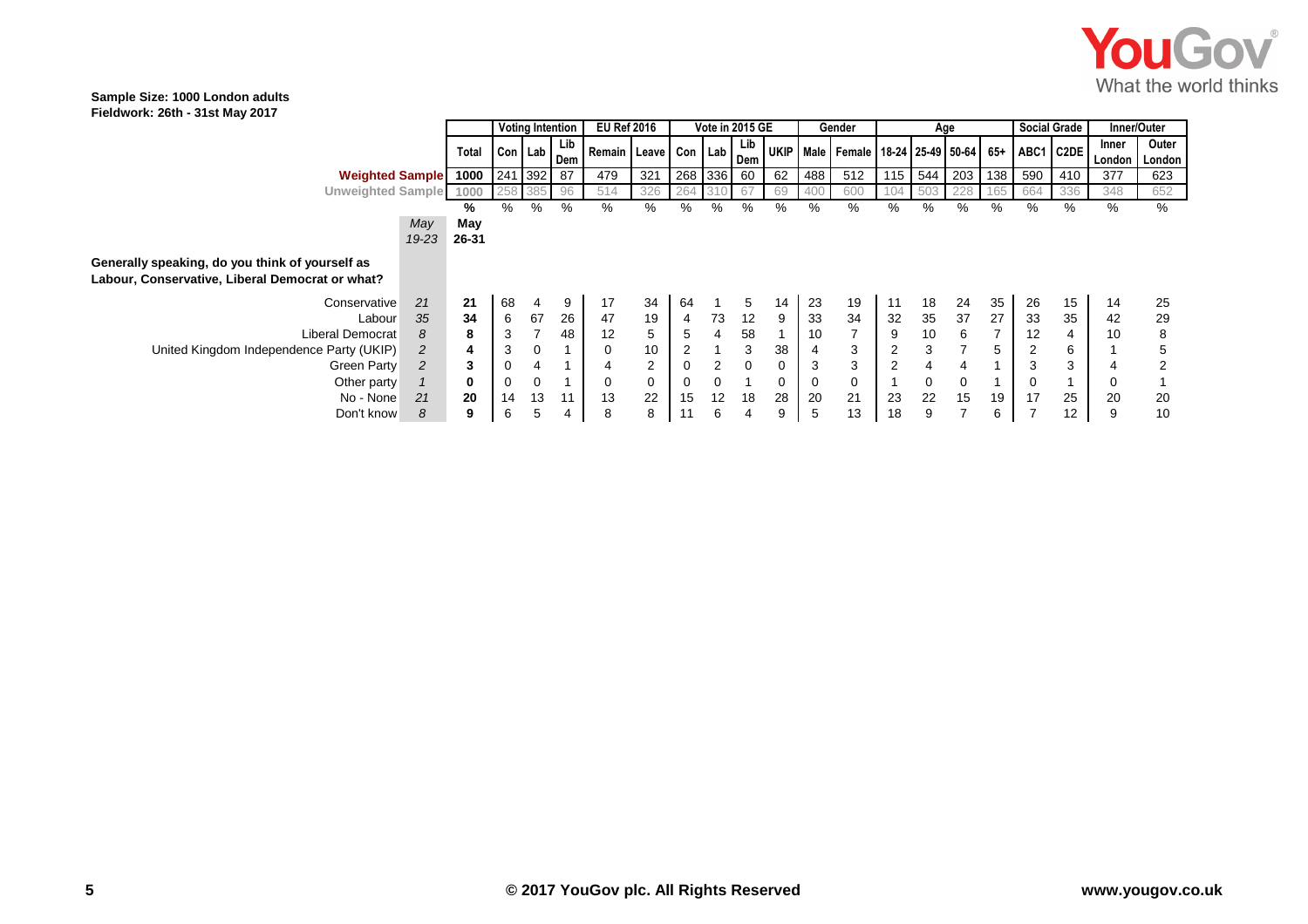**Sample Size: 1000 London adults**
**Fieldwork: 26th - 31st May 2017**

| | May 19-23 | Total | Voting Intention | | | EU Ref 2016 | | Vote in 2015 GE | | | | Gender | | Age | | | | Social Grade | | Inner/Outer | |
|---|---|---|---|---|---|---|---|---|---|---|---|---|---|---|---|---|---|---|---|---|---|
| | | | Con | Lab | Lib Dem | Remain | Leave | Con | Lab | Lib Dem | UKIP | Male | Female | 18-24 | 25-49 | 50-64 | 65+ | ABC1 | C2DE | Inner London | Outer London |
| **Weighted Sample** | | 1000 | 241 | 392 | 87 | 479 | 321 | 268 | 336 | 60 | 62 | 488 | 512 | 115 | 544 | 203 | 138 | 590 | 410 | 377 | 623 |
| Unweighted Sample | | 1000 | 258 | 385 | 96 | 514 | 326 | 264 | 310 | 67 | 69 | 400 | 600 | 104 | 503 | 228 | 165 | 664 | 336 | 348 | 652 |
| | | % | % | % | % | % | % | % | % | % | % | % | % | % | % | % | % | % | % | % | % |
| | *May 19-23* | **May 26-31** | | | | | | | | | | | | | | | | | | | |
| **Generally speaking, do you think of yourself as Labour, Conservative, Liberal Democrat or what?** | | | | | | | | | | | | | | | | | | | | | |
| Conservative | 21 | 21 | 68 | 4 | 9 | 17 | 34 | 64 | 1 | 5 | 14 | 23 | 19 | 11 | 18 | 24 | 35 | 26 | 15 | 14 | 25 |
| Labour | 35 | 34 | 6 | 67 | 26 | 47 | 19 | 4 | 73 | 12 | 9 | 33 | 34 | 32 | 35 | 37 | 27 | 33 | 35 | 42 | 29 |
| Liberal Democrat | 8 | 8 | 3 | 7 | 48 | 12 | 5 | 5 | 4 | 58 | 1 | 10 | 7 | 9 | 10 | 6 | 7 | 12 | 4 | 10 | 8 |
| United Kingdom Independence Party (UKIP) | 2 | 4 | 3 | 0 | 1 | 0 | 10 | 2 | 1 | 3 | 38 | 4 | 3 | 2 | 3 | 7 | 5 | 2 | 6 | 1 | 5 |
| Green Party | 2 | 3 | 0 | 4 | 1 | 4 | 2 | 0 | 2 | 0 | 0 | 3 | 3 | 2 | 4 | 4 | 1 | 3 | 3 | 4 | 2 |
| Other party | 1 | 0 | 0 | 0 | 1 | 0 | 0 | 0 | 0 | 1 | 0 | 0 | 0 | 1 | 0 | 0 | 1 | 0 | 1 | 0 | 1 |
| No - None | 21 | 20 | 14 | 13 | 11 | 13 | 22 | 15 | 12 | 18 | 28 | 20 | 21 | 23 | 22 | 15 | 19 | 17 | 25 | 20 | 20 |
| Don't know | 8 | 9 | 6 | 5 | 4 | 8 | 8 | 11 | 6 | 4 | 9 | 5 | 13 | 18 | 9 | 7 | 6 | 7 | 12 | 9 | 10 |

**© 2017 YouGov plc. All Rights Reserved**

**www.yougov.co.uk**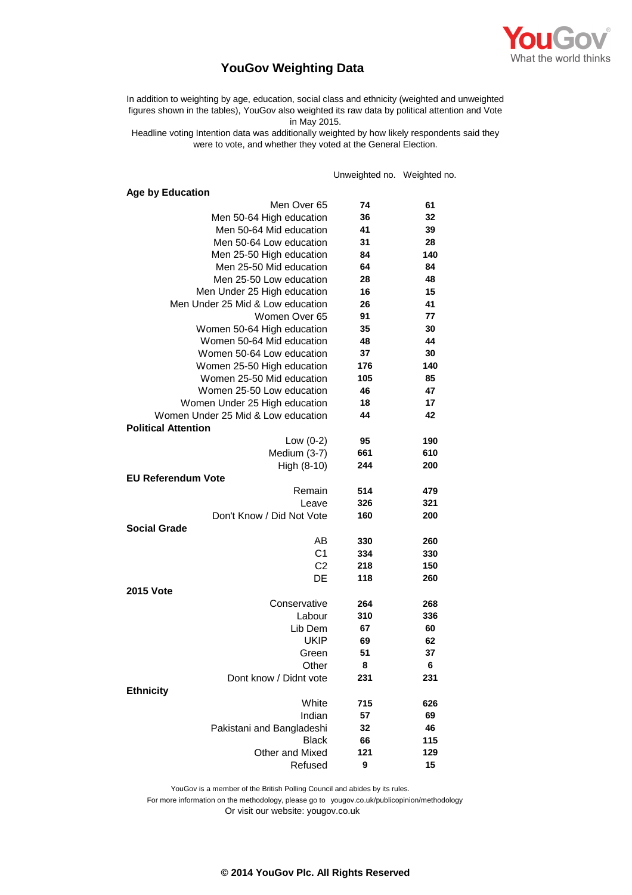YouGov
What the world thinks

# YouGov Weighting Data

In addition to weighting by age, education, social class and ethnicity (weighted and unweighted figures shown in the tables), YouGov also weighted its raw data by political attention and Vote in May 2015.
Headline voting Intention data was additionally weighted by how likely respondents said they were to vote, and whether they voted at the General Election.

| | Unweighted no. | Weighted no. |
|---|---|---|
| **Age by Education** | | |
| Men Over 65 | **74** | **61** |
| Men 50-64 High education | **36** | **32** |
| Men 50-64 Mid education | **41** | **39** |
| Men 50-64 Low education | **31** | **28** |
| Men 25-50 High education | **84** | **140** |
| Men 25-50 Mid education | **64** | **84** |
| Men 25-50 Low education | **28** | **48** |
| Men Under 25 High education | **16** | **15** |
| Men Under 25 Mid & Low education | **26** | **41** |
| Women Over 65 | **91** | **77** |
| Women 50-64 High education | **35** | **30** |
| Women 50-64 Mid education | **48** | **44** |
| Women 50-64 Low education | **37** | **30** |
| Women 25-50 High education | **176** | **140** |
| Women 25-50 Mid education | **105** | **85** |
| Women 25-50 Low education | **46** | **47** |
| Women Under 25 High education | **18** | **17** |
| Women Under 25 Mid & Low education | **44** | **42** |
| **Political Attention** | | |
| Low (0-2) | **95** | **190** |
| Medium (3-7) | **661** | **610** |
| High (8-10) | **244** | **200** |
| **EU Referendum Vote** | | |
| Remain | **514** | **479** |
| Leave | **326** | **321** |
| Don't Know / Did Not Vote | **160** | **200** |
| **Social Grade** | | |
| AB | **330** | **260** |
| C1 | **334** | **330** |
| C2 | **218** | **150** |
| DE | **118** | **260** |
| **2015 Vote** | | |
| Conservative | **264** | **268** |
| Labour | **310** | **336** |
| Lib Dem | **67** | **60** |
| UKIP | **69** | **62** |
| Green | **51** | **37** |
| Other | **8** | **6** |
| Dont know / Didnt vote | **231** | **231** |
| **Ethnicity** | | |
| White | **715** | **626** |
| Indian | **57** | **69** |
| Pakistani and Bangladeshi | **32** | **46** |
| Black | **66** | **115** |
| Other and Mixed | **121** | **129** |
| Refused | **9** | **15** |

YouGov is a member of the British Polling Council and abides by its rules.
For more information on the methodology, please go to yougov.co.uk/publicopinion/methodology
Or visit our website: yougov.co.uk

**© 2014 YouGov Plc. All Rights Reserved**